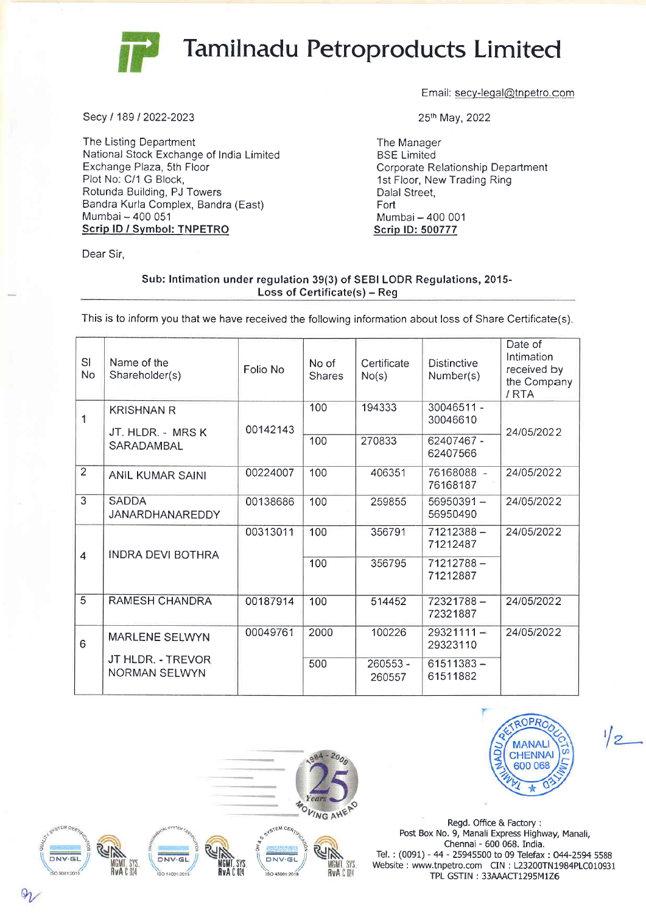# Tamilnadu Petroproducts Limited

Email: secy-legal@tnpetro.com

Secy / 189 / 2022-2023

25th May, 2022

The Listing Department
National Stock Exchange of India Limited
Exchange Plaza, 5th Floor
Plot No: C/1 G Block,
Rotunda Building, PJ Towers
Bandra Kurla Complex, Bandra (East)
Mumbai – 400 051
**Scrip ID / Symbol: TNPETRO**

The Manager
BSE Limited
Corporate Relationship Department
1st Floor, New Trading Ring
Dalal Street,
Fort
Mumbai – 400 001
**Scrip ID: 500777**

Dear Sir,

**Sub: Intimation under regulation 39(3) of SEBI LODR Regulations, 2015- Loss of Certificate(s) – Reg**

This is to inform you that we have received the following information about loss of Share Certificate(s).

| Sl No | Name of the Shareholder(s) | Folio No | No of Shares | Certificate No(s) | Distinctive Number(s) | Date of Intimation received by the Company / RTA |
|---|---|---|---|---|---|---|
| 1 | KRISHNAN R JT. HLDR. - MRS K SARADAMBAL | 00142143 | 100 | 194333 | 30046511 - 30046610 | 24/05/2022 |
| | | | 100 | 270833 | 62407467 - 62407566 | |
| 2 | ANIL KUMAR SAINI | 00224007 | 100 | 406351 | 76168088 - 76168187 | 24/05/2022 |
| 3 | SADDA JANARDHANAREDDY | 00138686 | 100 | 259855 | 56950391 – 56950490 | 24/05/2022 |
| 4 | INDRA DEVI BOTHRA | 00313011 | 100 | 356791 | 71212388 – 71212487 | 24/05/2022 |
| | | | 100 | 356795 | 71212788 – 71212887 | |
| 5 | RAMESH CHANDRA | 00187914 | 100 | 514452 | 72321788 – 72321887 | 24/05/2022 |
| 6 | MARLENE SELWYN JT HLDR. - TREVOR NORMAN SELWYN | 00049761 | 2000 | 100226 | 29321111 – 29323110 | 24/05/2022 |
| | | | 500 | 260553 - 260557 | 61511383 – 61511882 | |

Regd. Office & Factory :
Post Box No. 9, Manali Express Highway, Manali,
Chennai - 600 068. India.
Tel. : (0091) - 44 - 25945500 to 09 Telefax : 044-2594 5588
Website : www.tnpetro.com CIN : L23200TN1984PLC010931
TPL GSTIN : 33AAACT1295M1Z6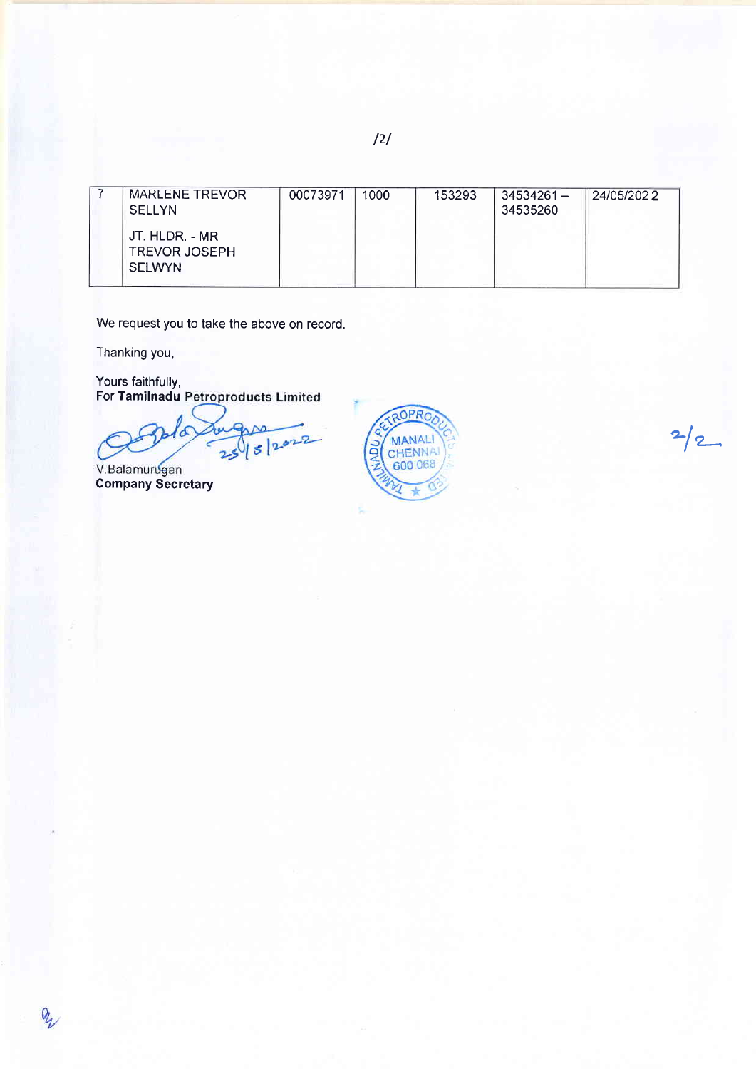| | | | | | | |
|---|---|---|---|---|---|---|
| 7 | MARLENE TREVOR SELLYN<br><br>JT. HLDR. - MR TREVOR JOSEPH SELWYN | 00073971 | 1000 | 153293 | 34534261 – 34535260 | 24/05/2022 |

We request you to take the above on record.

Thanking you,

Yours faithfully,
For **Tamilnadu Petroproducts Limited**

25/5/2022

V.Balamurugan
**Company Secretary**